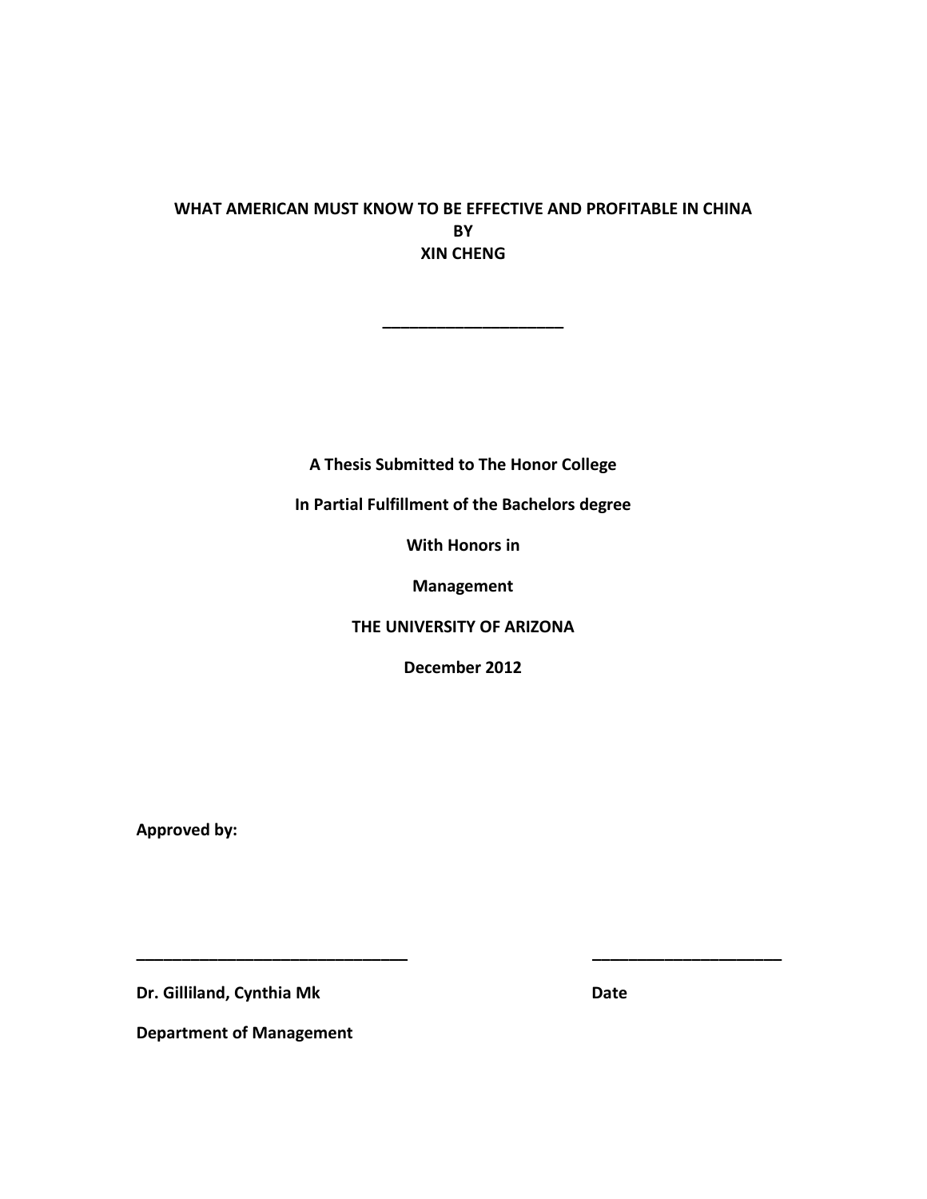# WHAT AMERICAN MUST KNOW TO BE EFFECTIVE AND PROFITABLE IN CHINA

**BY**

**XIN CHENG**

\_\_\_\_\_\_\_\_\_\_\_\_\_\_\_\_\_\_\_\_

**A Thesis Submitted to The Honor College**

**In Partial Fulfillment of the Bachelors degree**

**With Honors in**

**Management**

**THE UNIVERSITY OF ARIZONA**

**December 2012**

**Approved by:**

\_\_\_\_\_\_\_\_\_\_\_\_\_\_\_\_\_\_\_\_\_\_\_\_\_\_\_\_\_\_ \_\_\_\_\_\_\_\_\_\_\_\_\_\_\_\_\_\_\_\_\_

**Dr. Gilliland, Cynthia Mk** **Date**

**Department of Management**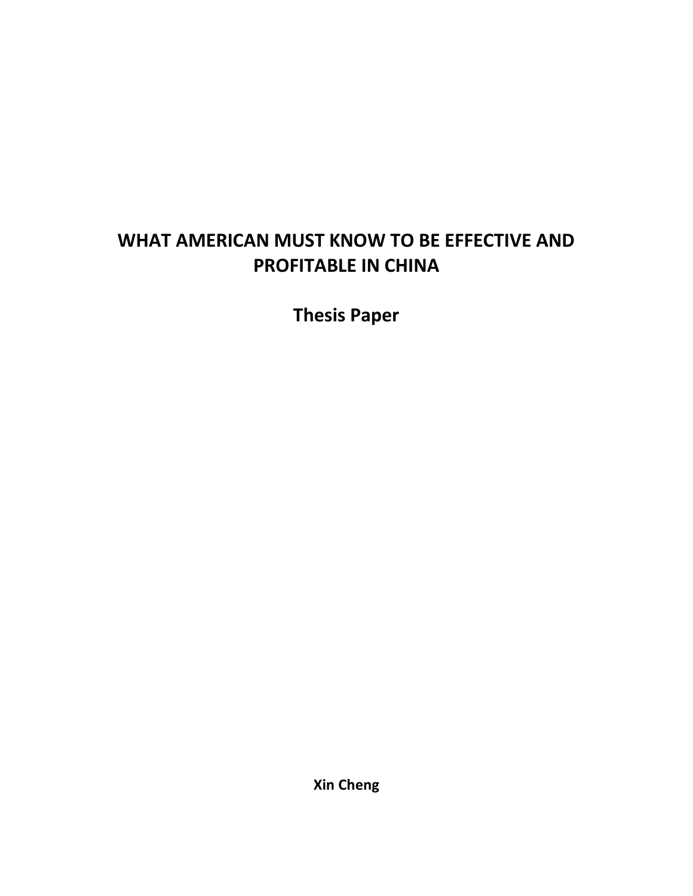# WHAT AMERICAN MUST KNOW TO BE EFFECTIVE AND PROFITABLE IN CHINA

## Thesis Paper

**Xin Cheng**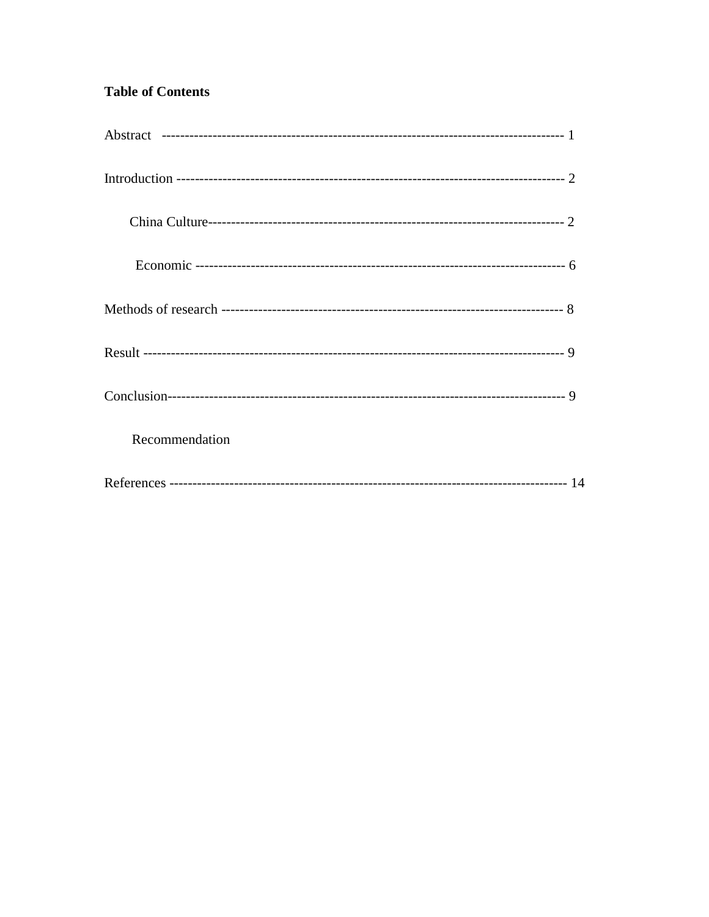**Table of Contents**

Abstract ---------------------------------------------------------------------------------- 1

Introduction ------------------------------------------------------------------------------- 2

  China Culture--------------------------------------------------------------------------- 2

   Economic ------------------------------------------------------------------------------- 6

Methods of research ----------------------------------------------------------------------- 8

Result ------------------------------------------------------------------------------------- 9

Conclusion---------------------------------------------------------------------------------- 9

  Recommendation

References --------------------------------------------------------------------------------- 14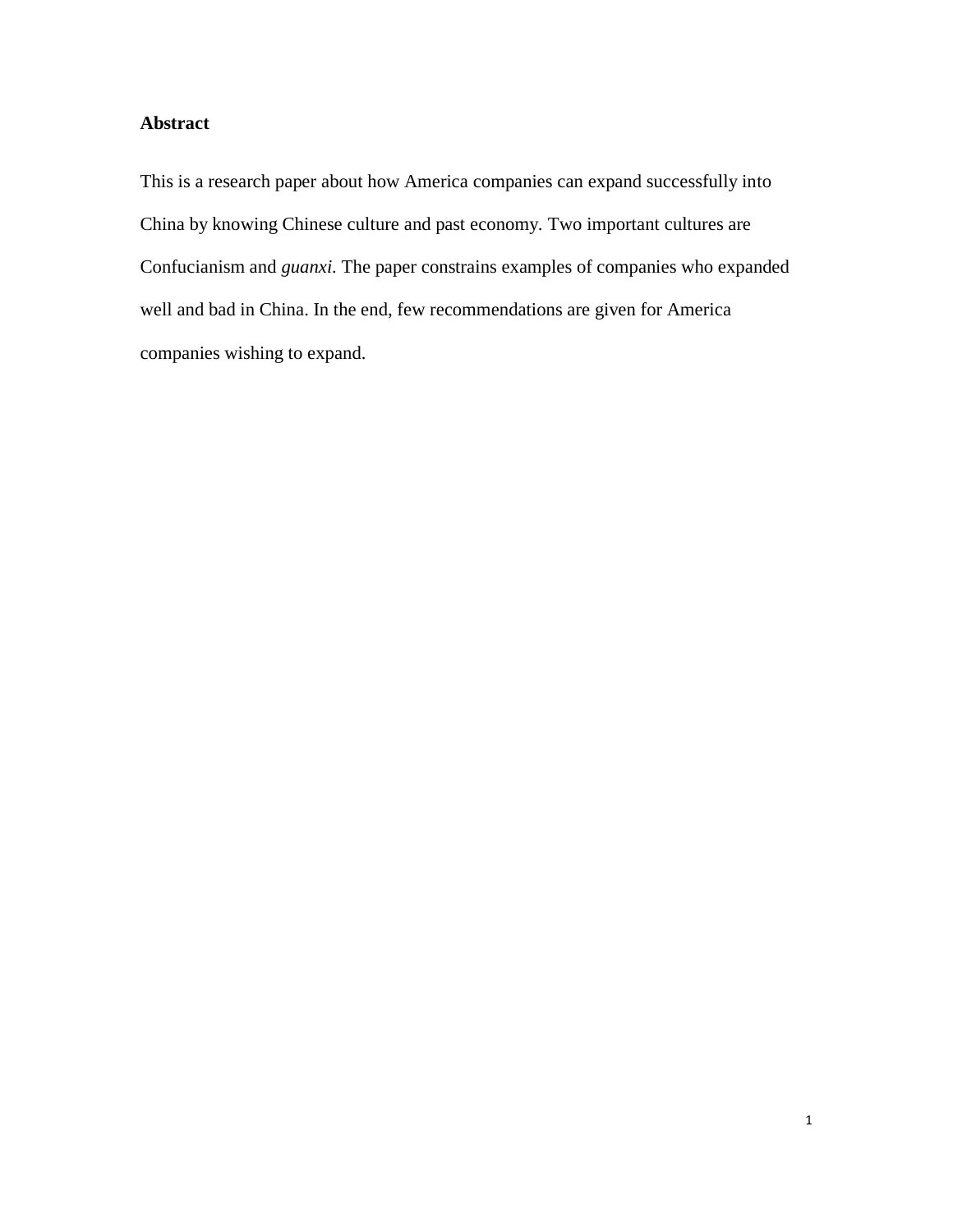**Abstract**

This is a research paper about how America companies can expand successfully into China by knowing Chinese culture and past economy. Two important cultures are Confucianism and *guanxi*. The paper constrains examples of companies who expanded well and bad in China. In the end, few recommendations are given for America companies wishing to expand.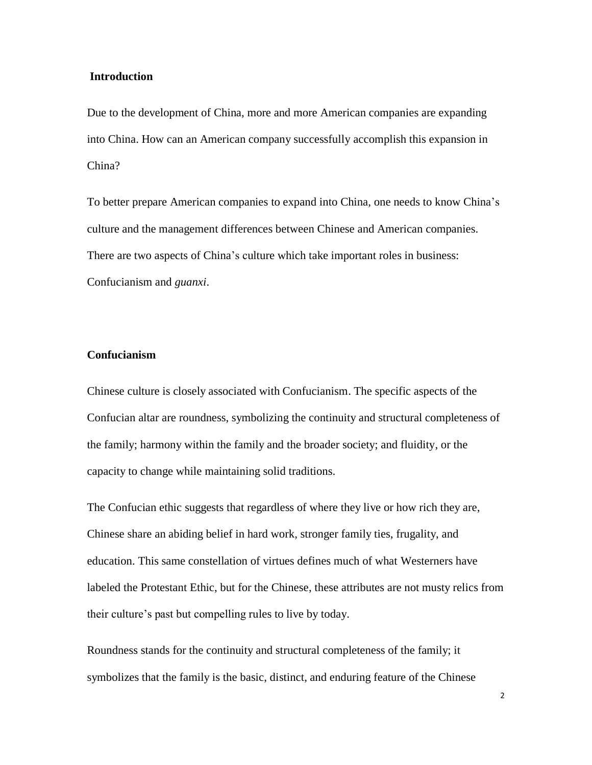## Introduction

Due to the development of China, more and more American companies are expanding into China. How can an American company successfully accomplish this expansion in China?

To better prepare American companies to expand into China, one needs to know China's culture and the management differences between Chinese and American companies. There are two aspects of China's culture which take important roles in business: Confucianism and *guanxi*.

## Confucianism

Chinese culture is closely associated with Confucianism. The specific aspects of the Confucian altar are roundness, symbolizing the continuity and structural completeness of the family; harmony within the family and the broader society; and fluidity, or the capacity to change while maintaining solid traditions.

The Confucian ethic suggests that regardless of where they live or how rich they are, Chinese share an abiding belief in hard work, stronger family ties, frugality, and education. This same constellation of virtues defines much of what Westerners have labeled the Protestant Ethic, but for the Chinese, these attributes are not musty relics from their culture's past but compelling rules to live by today.

Roundness stands for the continuity and structural completeness of the family; it symbolizes that the family is the basic, distinct, and enduring feature of the Chinese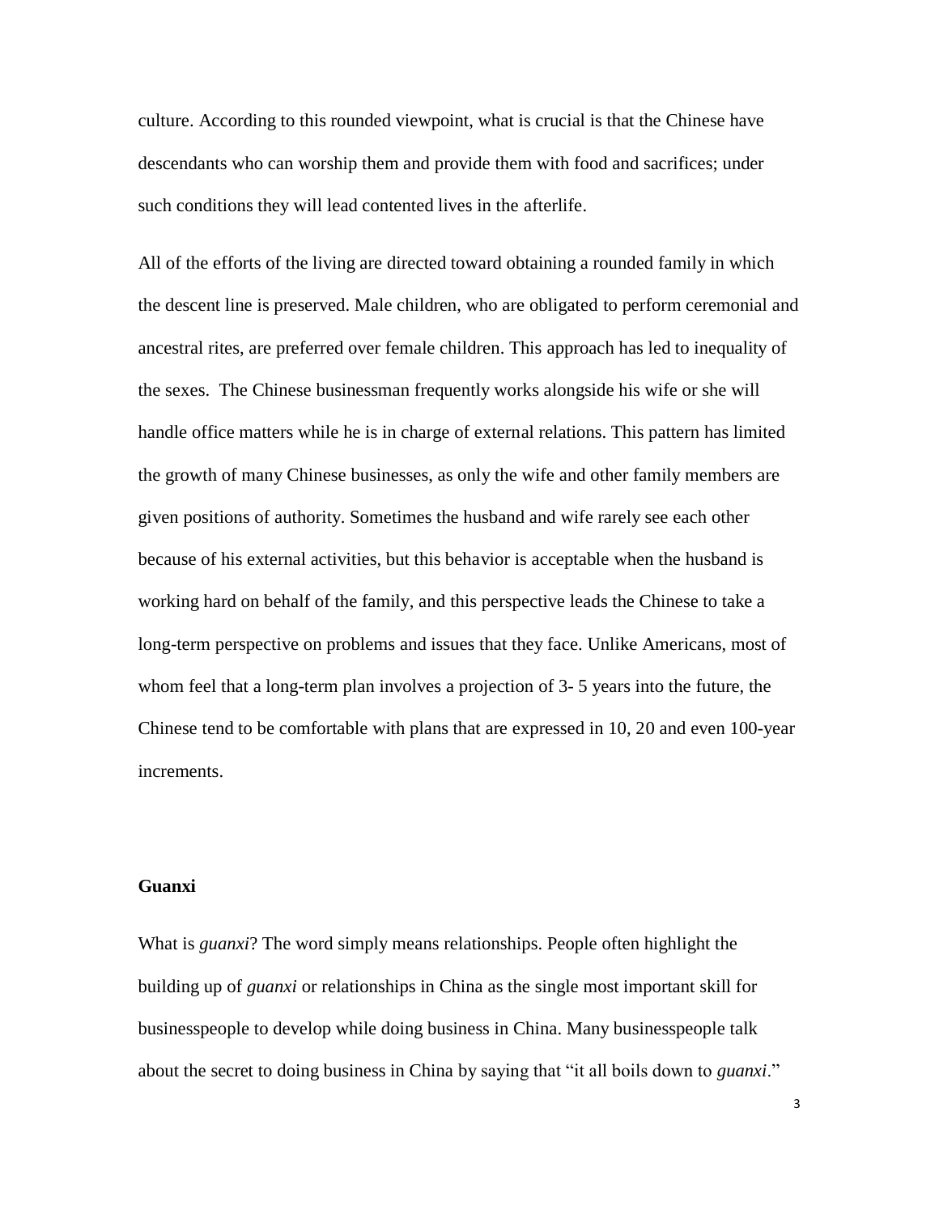culture. According to this rounded viewpoint, what is crucial is that the Chinese have descendants who can worship them and provide them with food and sacrifices; under such conditions they will lead contented lives in the afterlife.

All of the efforts of the living are directed toward obtaining a rounded family in which the descent line is preserved. Male children, who are obligated to perform ceremonial and ancestral rites, are preferred over female children. This approach has led to inequality of the sexes. The Chinese businessman frequently works alongside his wife or she will handle office matters while he is in charge of external relations. This pattern has limited the growth of many Chinese businesses, as only the wife and other family members are given positions of authority. Sometimes the husband and wife rarely see each other because of his external activities, but this behavior is acceptable when the husband is working hard on behalf of the family, and this perspective leads the Chinese to take a long-term perspective on problems and issues that they face. Unlike Americans, most of whom feel that a long-term plan involves a projection of 3- 5 years into the future, the Chinese tend to be comfortable with plans that are expressed in 10, 20 and even 100-year increments.

## Guanxi

What is *guanxi*? The word simply means relationships. People often highlight the building up of *guanxi* or relationships in China as the single most important skill for businesspeople to develop while doing business in China. Many businesspeople talk about the secret to doing business in China by saying that "it all boils down to *guanxi*."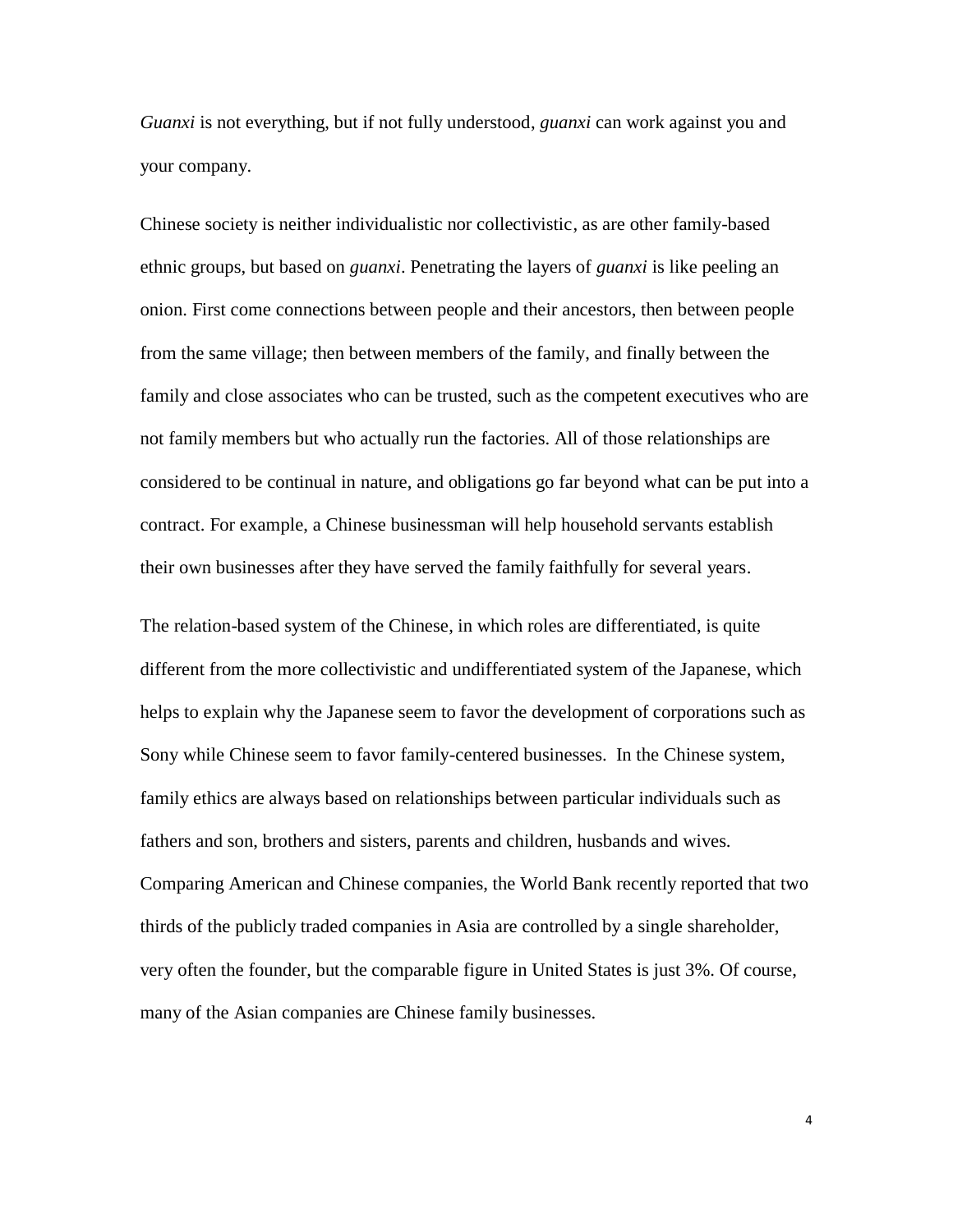*Guanxi* is not everything, but if not fully understood, *guanxi* can work against you and your company.

Chinese society is neither individualistic nor collectivistic, as are other family-based ethnic groups, but based on *guanxi*. Penetrating the layers of *guanxi* is like peeling an onion. First come connections between people and their ancestors, then between people from the same village; then between members of the family, and finally between the family and close associates who can be trusted, such as the competent executives who are not family members but who actually run the factories. All of those relationships are considered to be continual in nature, and obligations go far beyond what can be put into a contract. For example, a Chinese businessman will help household servants establish their own businesses after they have served the family faithfully for several years.

The relation-based system of the Chinese, in which roles are differentiated, is quite different from the more collectivistic and undifferentiated system of the Japanese, which helps to explain why the Japanese seem to favor the development of corporations such as Sony while Chinese seem to favor family-centered businesses. In the Chinese system, family ethics are always based on relationships between particular individuals such as fathers and son, brothers and sisters, parents and children, husbands and wives. Comparing American and Chinese companies, the World Bank recently reported that two thirds of the publicly traded companies in Asia are controlled by a single shareholder, very often the founder, but the comparable figure in United States is just 3%. Of course, many of the Asian companies are Chinese family businesses.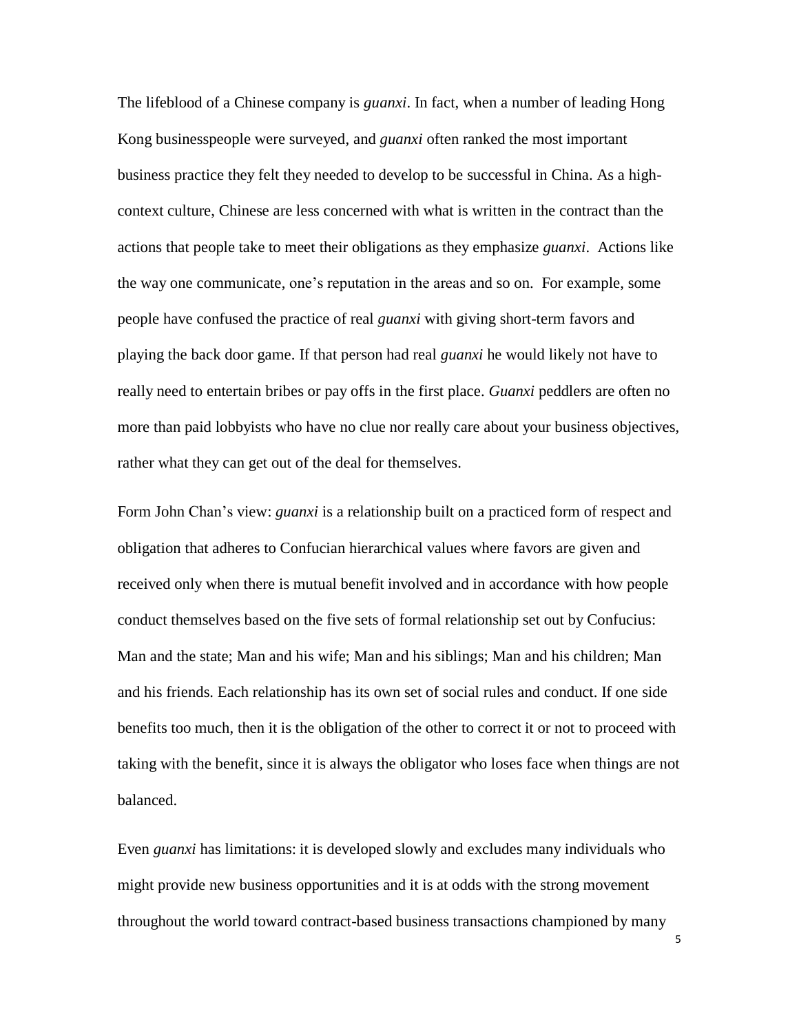The lifeblood of a Chinese company is *guanxi*. In fact, when a number of leading Hong Kong businesspeople were surveyed, and *guanxi* often ranked the most important business practice they felt they needed to develop to be successful in China. As a high-context culture, Chinese are less concerned with what is written in the contract than the actions that people take to meet their obligations as they emphasize *guanxi*. Actions like the way one communicate, one's reputation in the areas and so on. For example, some people have confused the practice of real *guanxi* with giving short-term favors and playing the back door game. If that person had real *guanxi* he would likely not have to really need to entertain bribes or pay offs in the first place. *Guanxi* peddlers are often no more than paid lobbyists who have no clue nor really care about your business objectives, rather what they can get out of the deal for themselves.

Form John Chan's view: *guanxi* is a relationship built on a practiced form of respect and obligation that adheres to Confucian hierarchical values where favors are given and received only when there is mutual benefit involved and in accordance with how people conduct themselves based on the five sets of formal relationship set out by Confucius: Man and the state; Man and his wife; Man and his siblings; Man and his children; Man and his friends. Each relationship has its own set of social rules and conduct. If one side benefits too much, then it is the obligation of the other to correct it or not to proceed with taking with the benefit, since it is always the obligator who loses face when things are not balanced.

Even *guanxi* has limitations: it is developed slowly and excludes many individuals who might provide new business opportunities and it is at odds with the strong movement throughout the world toward contract-based business transactions championed by many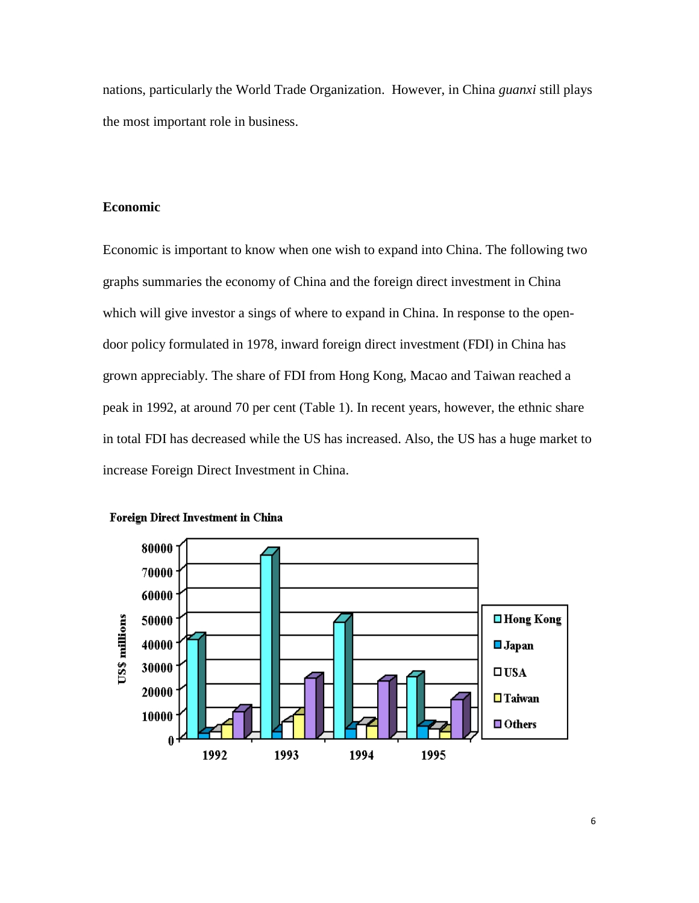nations, particularly the World Trade Organization. However, in China *guanxi* still plays the most important role in business.

## Economic

Economic is important to know when one wish to expand into China. The following two graphs summaries the economy of China and the foreign direct investment in China which will give investor a sings of where to expand in China. In response to the open-door policy formulated in 1978, inward foreign direct investment (FDI) in China has grown appreciably. The share of FDI from Hong Kong, Macao and Taiwan reached a peak in 1992, at around 70 per cent (Table 1). In recent years, however, the ethnic share in total FDI has decreased while the US has increased. Also, the US has a huge market to increase Foreign Direct Investment in China.

**Foreign Direct Investment in China**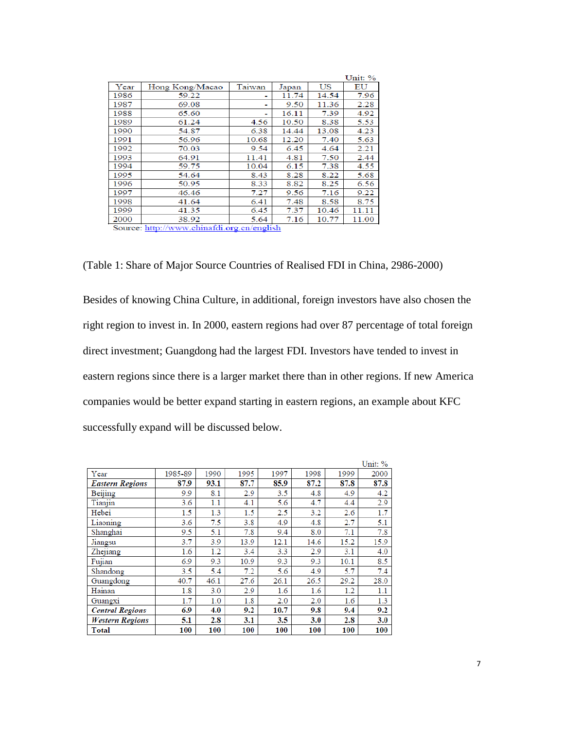Unit: %

| Year | Hong Kong/Macao | Taiwan | Japan | US | EU |
|---|---|---|---|---|---|
| 1986 | 59.22 | - | 11.74 | 14.54 | 7.96 |
| 1987 | 69.08 | - | 9.50 | 11.36 | 2.28 |
| 1988 | 65.60 | - | 16.11 | 7.39 | 4.92 |
| 1989 | 61.24 | 4.56 | 10.50 | 8.38 | 5.53 |
| 1990 | 54.87 | 6.38 | 14.44 | 13.08 | 4.23 |
| 1991 | 56.96 | 10.68 | 12.20 | 7.40 | 5.63 |
| 1992 | 70.03 | 9.54 | 6.45 | 4.64 | 2.21 |
| 1993 | 64.91 | 11.41 | 4.81 | 7.50 | 2.44 |
| 1994 | 59.75 | 10.04 | 6.15 | 7.38 | 4.55 |
| 1995 | 54.64 | 8.43 | 8.28 | 8.22 | 5.68 |
| 1996 | 50.95 | 8.33 | 8.82 | 8.25 | 6.56 |
| 1997 | 46.46 | 7.27 | 9.56 | 7.16 | 9.22 |
| 1998 | 41.64 | 6.41 | 7.48 | 8.58 | 8.75 |
| 1999 | 41.35 | 6.45 | 7.37 | 10.46 | 11.11 |
| 2000 | 38.92 | 5.64 | 7.16 | 10.77 | 11.00 |

Source: http://www.chinafdi.org.cn/english

(Table 1: Share of Major Source Countries of Realised FDI in China, 2986-2000)

Besides of knowing China Culture, in additional, foreign investors have also chosen the right region to invest in. In 2000, eastern regions had over 87 percentage of total foreign direct investment; Guangdong had the largest FDI. Investors have tended to invest in eastern regions since there is a larger market there than in other regions. If new America companies would be better expand starting in eastern regions, an example about KFC successfully expand will be discussed below.

Unit: %

| Year | 1985-89 | 1990 | 1995 | 1997 | 1998 | 1999 | 2000 |
|---|---|---|---|---|---|---|---|
| ***Eastern Regions*** | **87.9** | **93.1** | **87.7** | **85.9** | **87.2** | **87.8** | **87.8** |
| Beijing | 9.9 | 8.1 | 2.9 | 3.5 | 4.8 | 4.9 | 4.2 |
| Tianjin | 3.6 | 1.1 | 4.1 | 5.6 | 4.7 | 4.4 | 2.9 |
| Hebei | 1.5 | 1.3 | 1.5 | 2.5 | 3.2 | 2.6 | 1.7 |
| Liaoning | 3.6 | 7.5 | 3.8 | 4.9 | 4.8 | 2.7 | 5.1 |
| Shanghai | 9.5 | 5.1 | 7.8 | 9.4 | 8.0 | 7.1 | 7.8 |
| Jiangsu | 3.7 | 3.9 | 13.9 | 12.1 | 14.6 | 15.2 | 15.9 |
| Zhejiang | 1.6 | 1.2 | 3.4 | 3.3 | 2.9 | 3.1 | 4.0 |
| Fujian | 6.9 | 9.3 | 10.9 | 9.3 | 9.3 | 10.1 | 8.5 |
| Shandong | 3.5 | 5.4 | 7.2 | 5.6 | 4.9 | 5.7 | 7.4 |
| Guangdong | 40.7 | 46.1 | 27.6 | 26.1 | 26.5 | 29.2 | 28.0 |
| Hainan | 1.8 | 3.0 | 2.9 | 1.6 | 1.6 | 1.2 | 1.1 |
| Guangxi | 1.7 | 1.0 | 1.8 | 2.0 | 2.0 | 1.6 | 1.3 |
| ***Central Regions*** | **6.9** | **4.0** | **9.2** | **10.7** | **9.8** | **9.4** | **9.2** |
| ***Western Regions*** | **5.1** | **2.8** | **3.1** | **3.5** | **3.0** | **2.8** | **3.0** |
| **Total** | **100** | **100** | **100** | **100** | **100** | **100** | **100** |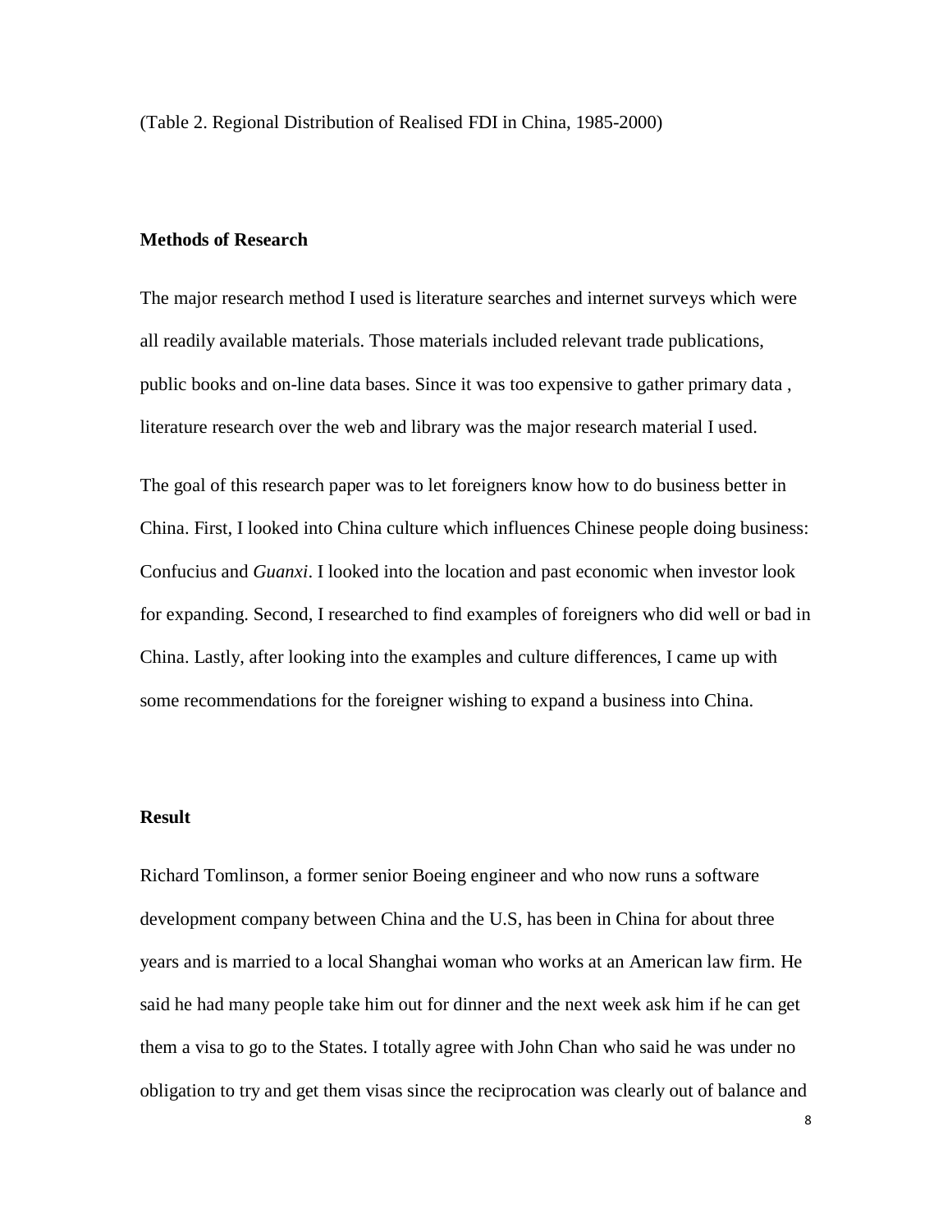(Table 2. Regional Distribution of Realised FDI in China, 1985-2000)

**Methods of Research**

The major research method I used is literature searches and internet surveys which were all readily available materials. Those materials included relevant trade publications, public books and on-line data bases. Since it was too expensive to gather primary data , literature research over the web and library was the major research material I used.

The goal of this research paper was to let foreigners know how to do business better in China. First, I looked into China culture which influences Chinese people doing business: Confucius and *Guanxi*. I looked into the location and past economic when investor look for expanding. Second, I researched to find examples of foreigners who did well or bad in China. Lastly, after looking into the examples and culture differences, I came up with some recommendations for the foreigner wishing to expand a business into China.

**Result**

Richard Tomlinson, a former senior Boeing engineer and who now runs a software development company between China and the U.S, has been in China for about three years and is married to a local Shanghai woman who works at an American law firm. He said he had many people take him out for dinner and the next week ask him if he can get them a visa to go to the States. I totally agree with John Chan who said he was under no obligation to try and get them visas since the reciprocation was clearly out of balance and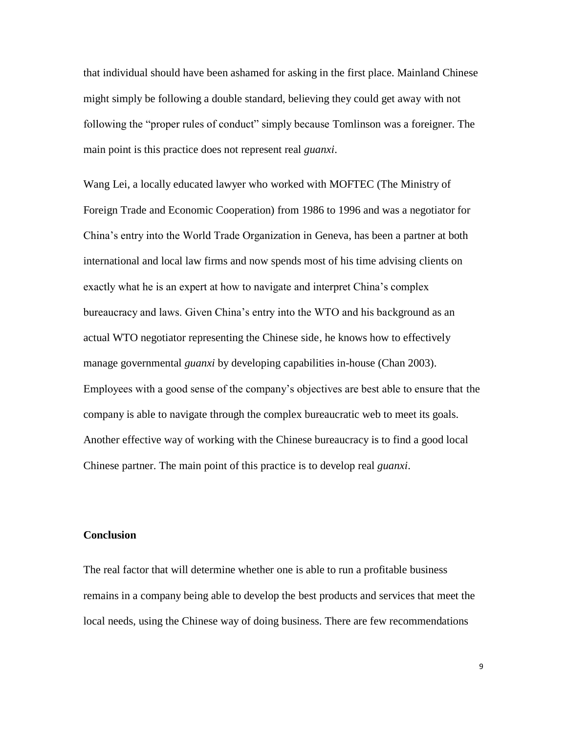that individual should have been ashamed for asking in the first place. Mainland Chinese might simply be following a double standard, believing they could get away with not following the "proper rules of conduct" simply because Tomlinson was a foreigner. The main point is this practice does not represent real *guanxi*.

Wang Lei, a locally educated lawyer who worked with MOFTEC (The Ministry of Foreign Trade and Economic Cooperation) from 1986 to 1996 and was a negotiator for China's entry into the World Trade Organization in Geneva, has been a partner at both international and local law firms and now spends most of his time advising clients on exactly what he is an expert at how to navigate and interpret China's complex bureaucracy and laws. Given China's entry into the WTO and his background as an actual WTO negotiator representing the Chinese side, he knows how to effectively manage governmental *guanxi* by developing capabilities in-house (Chan 2003). Employees with a good sense of the company's objectives are best able to ensure that the company is able to navigate through the complex bureaucratic web to meet its goals. Another effective way of working with the Chinese bureaucracy is to find a good local Chinese partner. The main point of this practice is to develop real *guanxi*.

**Conclusion**

The real factor that will determine whether one is able to run a profitable business remains in a company being able to develop the best products and services that meet the local needs, using the Chinese way of doing business. There are few recommendations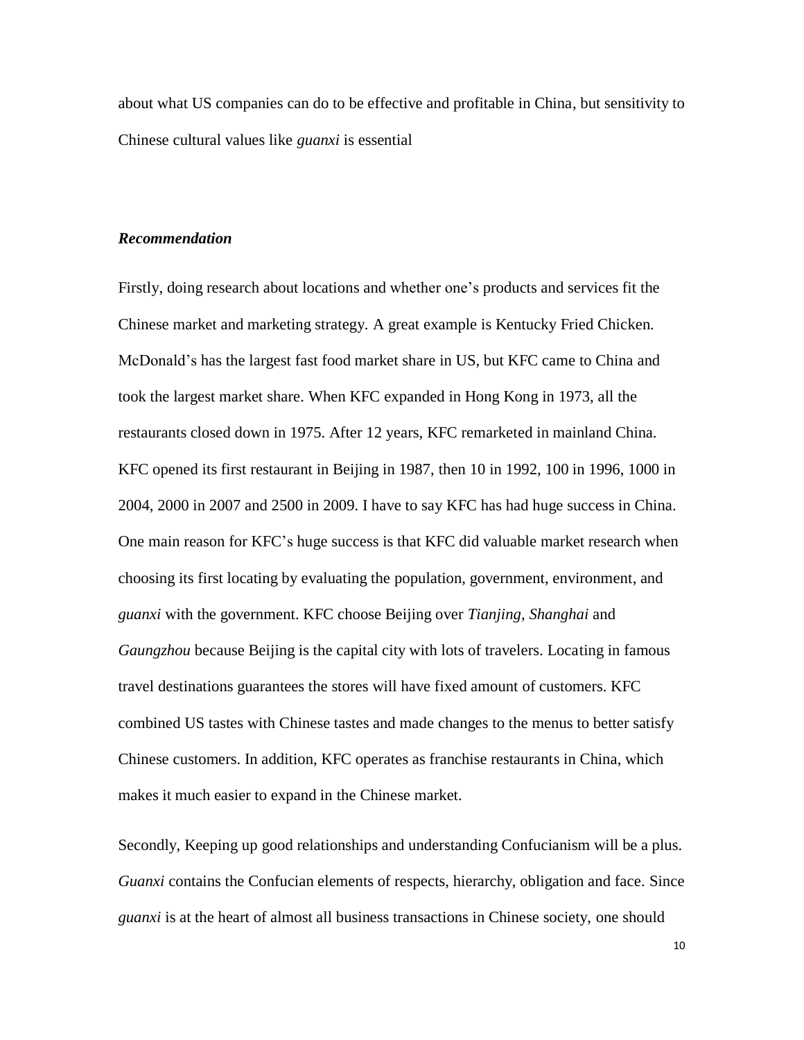about what US companies can do to be effective and profitable in China, but sensitivity to Chinese cultural values like *guanxi* is essential

***Recommendation***

Firstly, doing research about locations and whether one's products and services fit the Chinese market and marketing strategy. A great example is Kentucky Fried Chicken. McDonald's has the largest fast food market share in US, but KFC came to China and took the largest market share. When KFC expanded in Hong Kong in 1973, all the restaurants closed down in 1975. After 12 years, KFC remarketed in mainland China. KFC opened its first restaurant in Beijing in 1987, then 10 in 1992, 100 in 1996, 1000 in 2004, 2000 in 2007 and 2500 in 2009. I have to say KFC has had huge success in China. One main reason for KFC's huge success is that KFC did valuable market research when choosing its first locating by evaluating the population, government, environment, and *guanxi* with the government. KFC choose Beijing over *Tianjing*, *Shanghai* and *Gaungzhou* because Beijing is the capital city with lots of travelers. Locating in famous travel destinations guarantees the stores will have fixed amount of customers. KFC combined US tastes with Chinese tastes and made changes to the menus to better satisfy Chinese customers. In addition, KFC operates as franchise restaurants in China, which makes it much easier to expand in the Chinese market.

Secondly, Keeping up good relationships and understanding Confucianism will be a plus. *Guanxi* contains the Confucian elements of respects, hierarchy, obligation and face. Since *guanxi* is at the heart of almost all business transactions in Chinese society, one should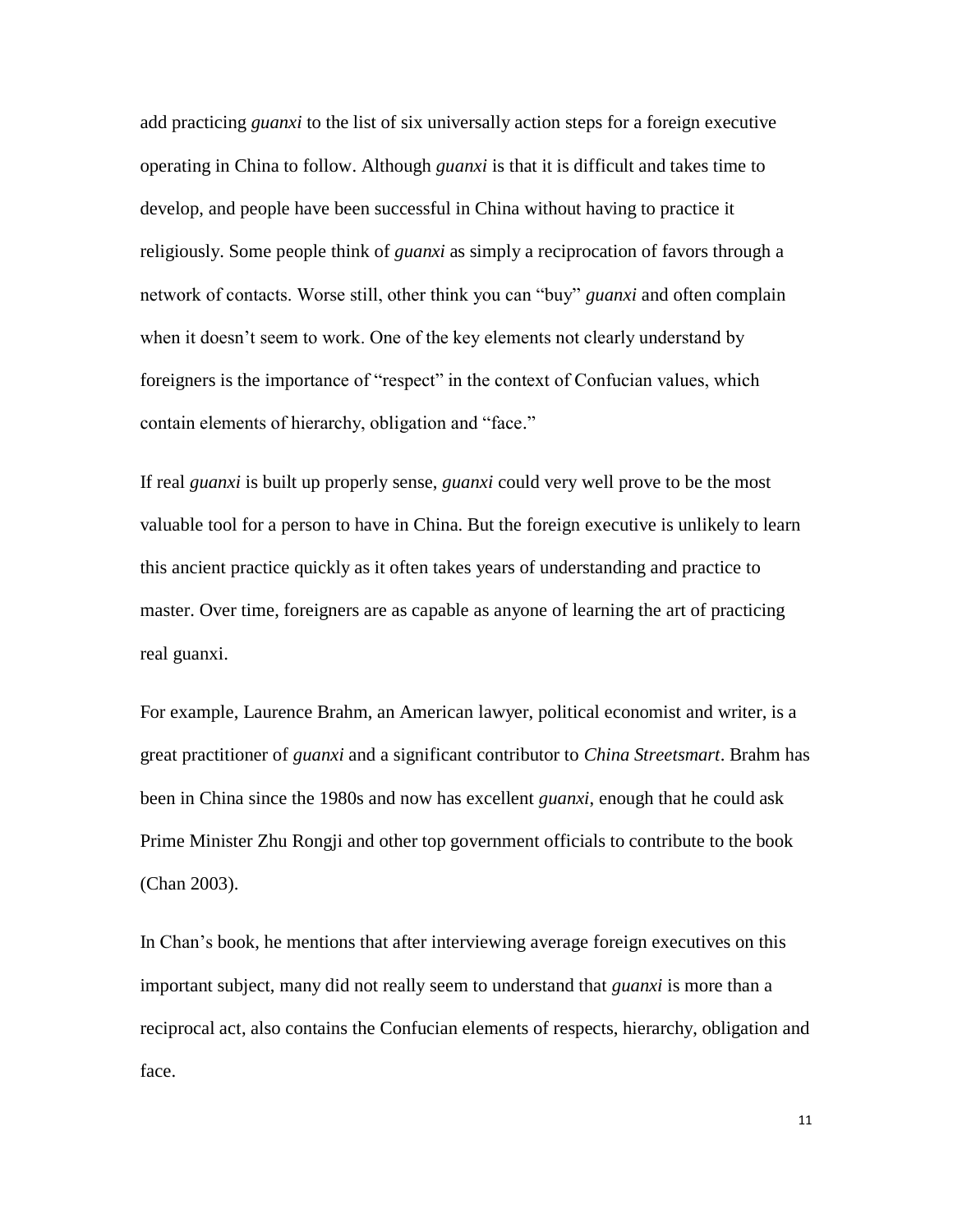add practicing *guanxi* to the list of six universally action steps for a foreign executive operating in China to follow. Although *guanxi* is that it is difficult and takes time to develop, and people have been successful in China without having to practice it religiously. Some people think of *guanxi* as simply a reciprocation of favors through a network of contacts. Worse still, other think you can "buy" *guanxi* and often complain when it doesn't seem to work. One of the key elements not clearly understand by foreigners is the importance of "respect" in the context of Confucian values, which contain elements of hierarchy, obligation and "face."

If real *guanxi* is built up properly sense, *guanxi* could very well prove to be the most valuable tool for a person to have in China. But the foreign executive is unlikely to learn this ancient practice quickly as it often takes years of understanding and practice to master. Over time, foreigners are as capable as anyone of learning the art of practicing real guanxi.

For example, Laurence Brahm, an American lawyer, political economist and writer, is a great practitioner of *guanxi* and a significant contributor to *China Streetsmart*. Brahm has been in China since the 1980s and now has excellent *guanxi*, enough that he could ask Prime Minister Zhu Rongji and other top government officials to contribute to the book (Chan 2003).

In Chan's book, he mentions that after interviewing average foreign executives on this important subject, many did not really seem to understand that *guanxi* is more than a reciprocal act, also contains the Confucian elements of respects, hierarchy, obligation and face.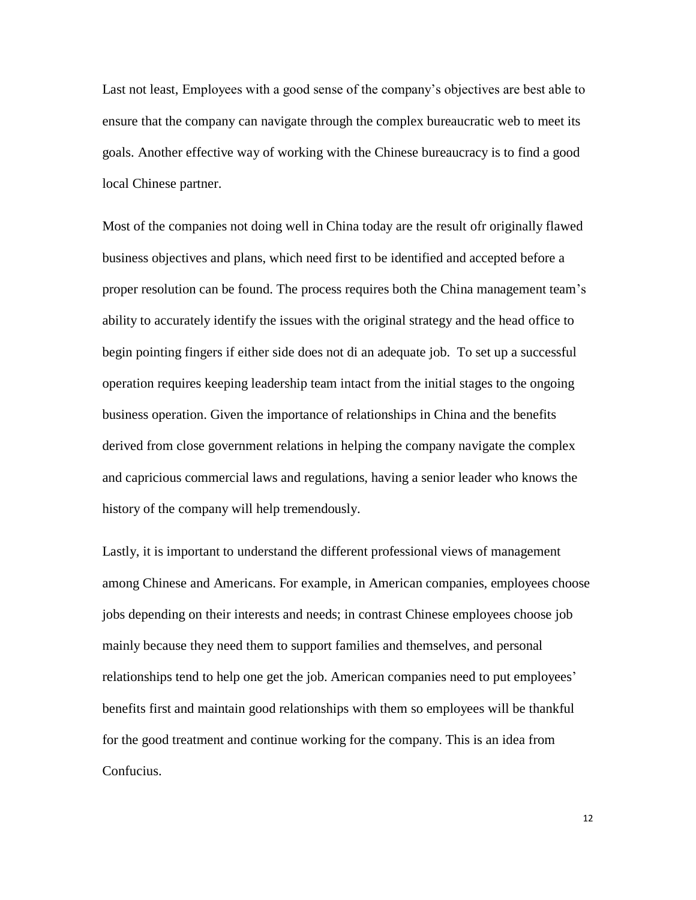Last not least, Employees with a good sense of the company's objectives are best able to ensure that the company can navigate through the complex bureaucratic web to meet its goals. Another effective way of working with the Chinese bureaucracy is to find a good local Chinese partner.

Most of the companies not doing well in China today are the result ofr originally flawed business objectives and plans, which need first to be identified and accepted before a proper resolution can be found. The process requires both the China management team's ability to accurately identify the issues with the original strategy and the head office to begin pointing fingers if either side does not di an adequate job.  To set up a successful operation requires keeping leadership team intact from the initial stages to the ongoing business operation. Given the importance of relationships in China and the benefits derived from close government relations in helping the company navigate the complex and capricious commercial laws and regulations, having a senior leader who knows the history of the company will help tremendously.

Lastly, it is important to understand the different professional views of management among Chinese and Americans. For example, in American companies, employees choose jobs depending on their interests and needs; in contrast Chinese employees choose job mainly because they need them to support families and themselves, and personal relationships tend to help one get the job. American companies need to put employees' benefits first and maintain good relationships with them so employees will be thankful for the good treatment and continue working for the company. This is an idea from Confucius.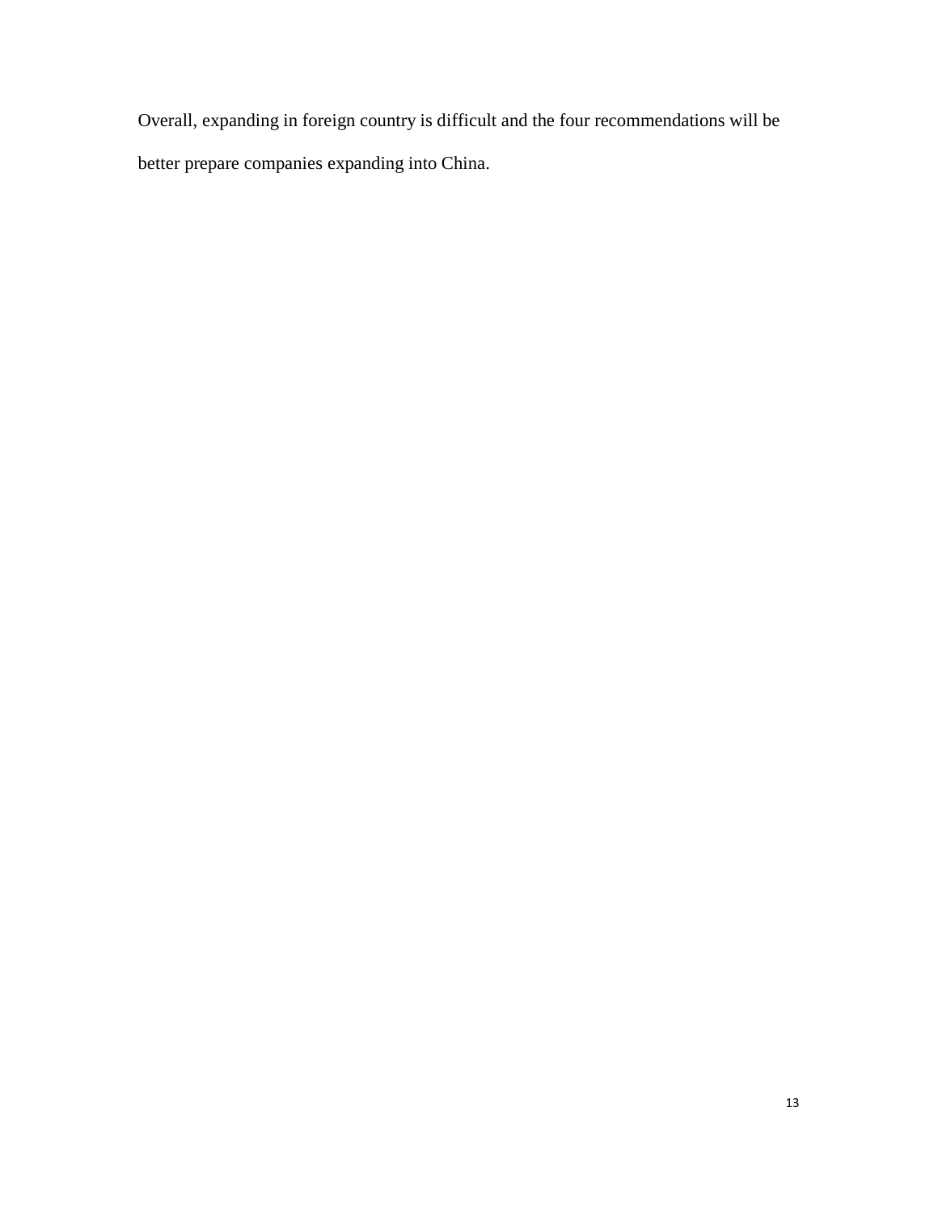Overall, expanding in foreign country is difficult and the four recommendations will be better prepare companies expanding into China.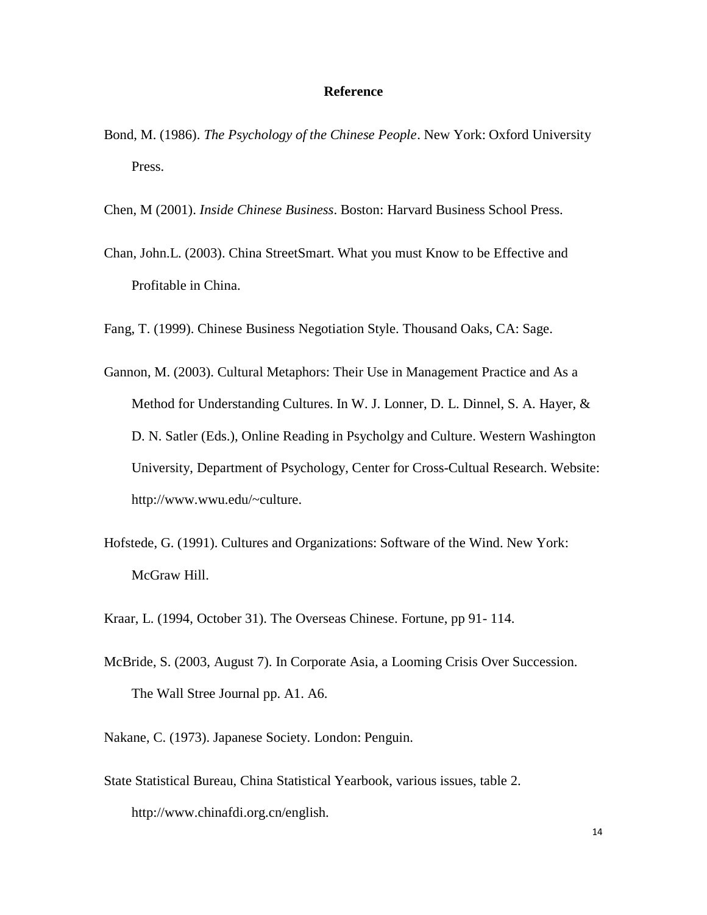# Reference

Bond, M. (1986). *The Psychology of the Chinese People*. New York: Oxford University Press.

Chen, M (2001). *Inside Chinese Business*. Boston: Harvard Business School Press.

Chan, John.L. (2003). China StreetSmart. What you must Know to be Effective and Profitable in China.

Fang, T. (1999). Chinese Business Negotiation Style. Thousand Oaks, CA: Sage.

Gannon, M. (2003). Cultural Metaphors: Their Use in Management Practice and As a Method for Understanding Cultures. In W. J. Lonner, D. L. Dinnel, S. A. Hayer, & D. N. Satler (Eds.), Online Reading in Psycholgy and Culture. Western Washington University, Department of Psychology, Center for Cross-Cultual Research. Website: http://www.wwu.edu/~culture.

Hofstede, G. (1991). Cultures and Organizations: Software of the Wind. New York: McGraw Hill.

Kraar, L. (1994, October 31). The Overseas Chinese. Fortune, pp 91- 114.

McBride, S. (2003, August 7). In Corporate Asia, a Looming Crisis Over Succession. The Wall Stree Journal pp. A1. A6.

Nakane, C. (1973). Japanese Society. London: Penguin.

State Statistical Bureau, China Statistical Yearbook, various issues, table 2. http://www.chinafdi.org.cn/english.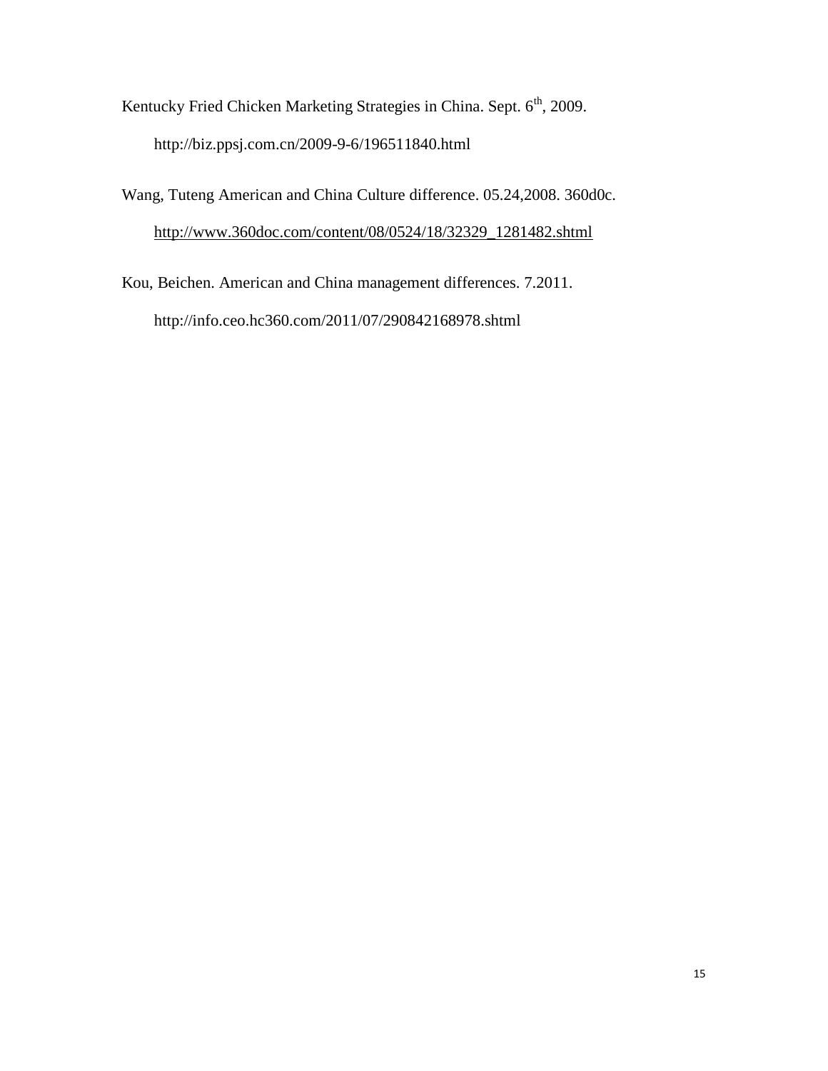Kentucky Fried Chicken Marketing Strategies in China. Sept. 6th, 2009.

http://biz.ppsj.com.cn/2009-9-6/196511840.html

Wang, Tuteng American and China Culture difference. 05.24,2008. 360d0c.

http://www.360doc.com/content/08/0524/18/32329_1281482.shtml

Kou, Beichen. American and China management differences. 7.2011.

http://info.ceo.hc360.com/2011/07/290842168978.shtml